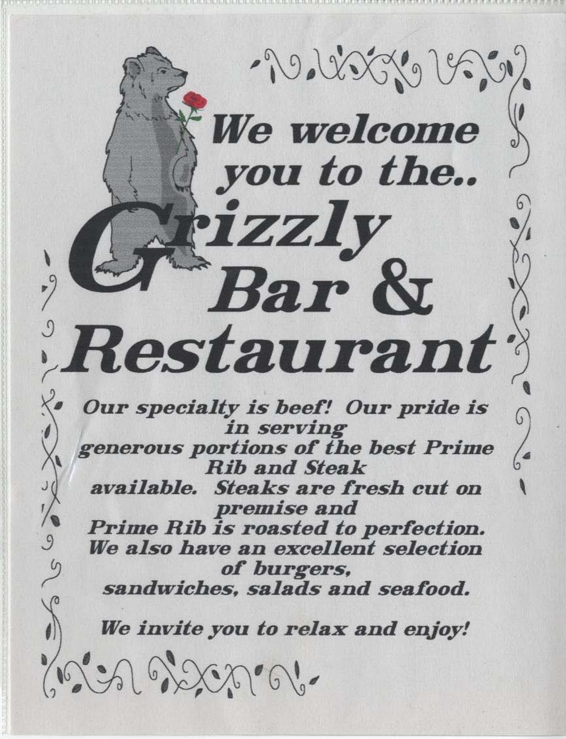# We welcome you to the.. Grizzly Bar & Restaurant

***Our specialty is beef! Our pride is in serving generous portions of the best Prime Rib and Steak available. Steaks are fresh cut on premise and Prime Rib is roasted to perfection. We also have an excellent selection of burgers, sandwiches, salads and seafood.***

***We invite you to relax and enjoy!***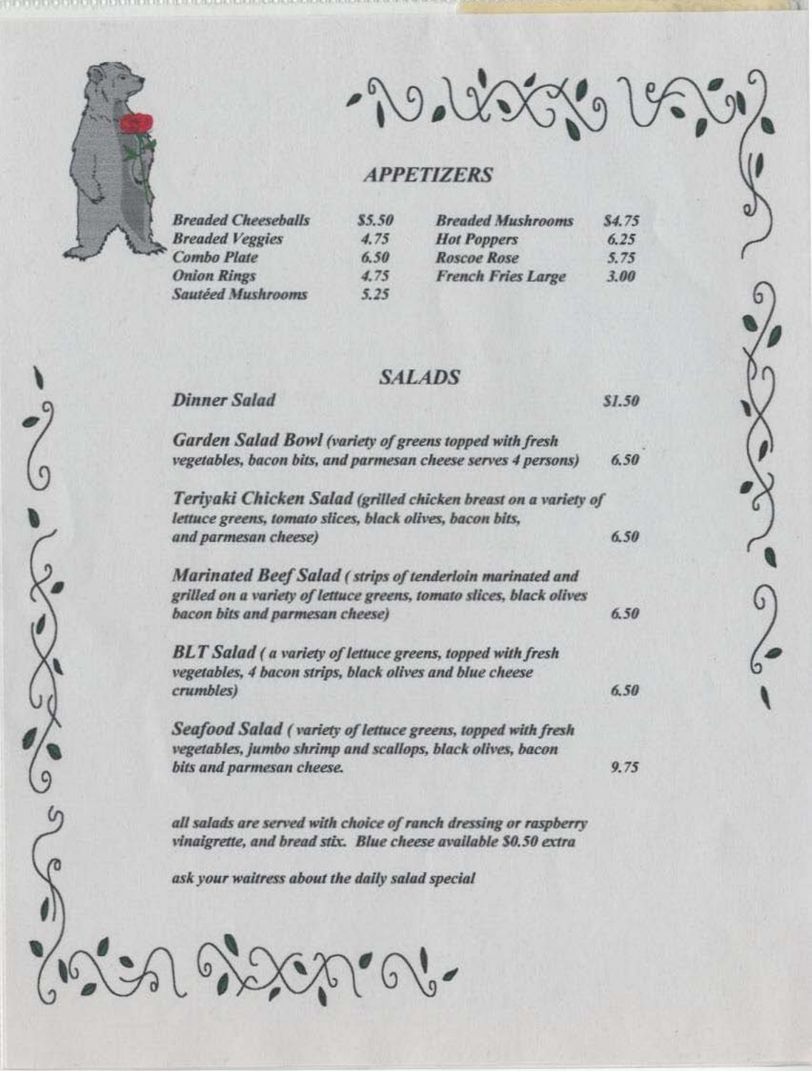## APPETIZERS

| | | | |
|---|---|---|---|
| *Breaded Cheeseballs* | $5.50 | *Breaded Mushrooms* | $4.75 |
| *Breaded Veggies* | 4.75 | *Hot Poppers* | 6.25 |
| *Combo Plate* | 6.50 | *Roscoe Rose* | 5.75 |
| *Onion Rings* | 4.75 | *French Fries Large* | 3.00 |
| *Sautéed Mushrooms* | 5.25 | | |

## SALADS

***Dinner Salad*** $1.50

***Garden Salad Bowl*** *(variety of greens topped with fresh vegetables, bacon bits, and parmesan cheese serves 4 persons)* 6.50

***Teriyaki Chicken Salad*** *(grilled chicken breast on a variety of lettuce greens, tomato slices, black olives, bacon bits, and parmesan cheese)* 6.50

***Marinated Beef Salad*** *( strips of tenderloin marinated and grilled on a variety of lettuce greens, tomato slices, black olives bacon bits and parmesan cheese)* 6.50

***BLT Salad*** *( a variety of lettuce greens, topped with fresh vegetables, 4 bacon strips, black olives and blue cheese crumbles)* 6.50

***Seafood Salad*** *( variety of lettuce greens, topped with fresh vegetables, jumbo shrimp and scallops, black olives, bacon bits and parmesan cheese.* 9.75

*all salads are served with choice of ranch dressing or raspberry vinaigrette, and bread stix. Blue cheese available $0.50 extra*

*ask your waitress about the daily salad special*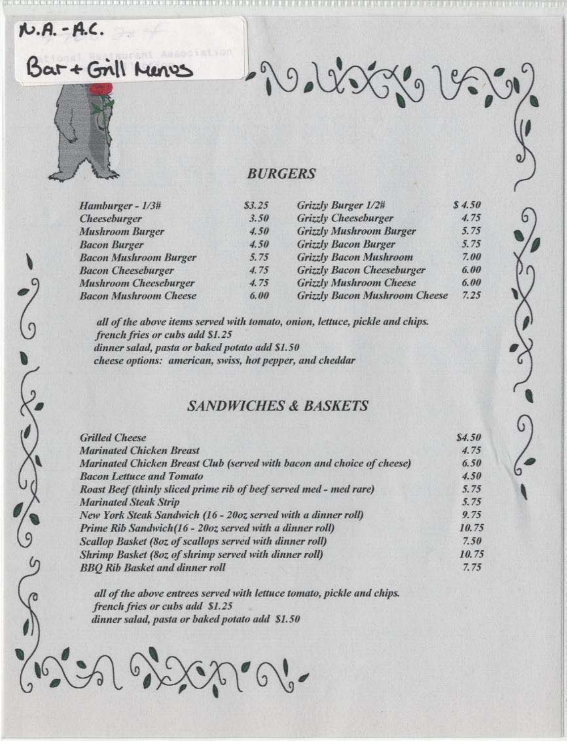N.A.-A.C.

Bar + Grill Menus

## *BURGERS*

| | | | |
|---|---|---|---|
| *Hamburger - 1/3#* | *$3.25* | *Grizzly Burger 1/2#* | *$ 4.50* |
| *Cheeseburger* | *3.50* | *Grizzly Cheeseburger* | *4.75* |
| *Mushroom Burger* | *4.50* | *Grizzly Mushroom Burger* | *5.75* |
| *Bacon Burger* | *4.50* | *Grizzly Bacon Burger* | *5.75* |
| *Bacon Mushroom Burger* | *5.75* | *Grizzly Bacon Mushroom* | *7.00* |
| *Bacon Cheeseburger* | *4.75* | *Grizzly Bacon Cheeseburger* | *6.00* |
| *Mushroom Cheeseburger* | *4.75* | *Grizzly Mushroom Cheese* | *6.00* |
| *Bacon Mushroom Cheese* | *6.00* | *Grizzly Bacon Mushroom Cheese* | *7.25* |

*all of the above items served with tomato, onion, lettuce, pickle and chips.*
*french fries or cubs add $1.25*
*dinner salad, pasta or baked potato add $1.50*
*cheese options: american, swiss, hot pepper, and cheddar*

## *SANDWICHES & BASKETS*

| | |
|---|---|
| *Grilled Cheese* | *$4.50* |
| *Marinated Chicken Breast* | *4.75* |
| *Marinated Chicken Breast Club (served with bacon and choice of cheese)* | *6.50* |
| *Bacon Lettuce and Tomato* | *4.50* |
| *Roast Beef (thinly sliced prime rib of beef served med - med rare)* | *5.75* |
| *Marinated Steak Strip* | *5.75* |
| *New York Steak Sandwich (16 - 20oz served with a dinner roll)* | *9.75* |
| *Prime Rib Sandwich(16 - 20oz served with a dinner roll)* | *10.75* |
| *Scallop Basket (8oz of scallops served with dinner roll)* | *7.50* |
| *Shrimp Basket (8oz of shrimp served with dinner roll)* | *10.75* |
| *BBQ Rib Basket and dinner roll* | *7.75* |

*all of the above entrees served with lettuce tomato, pickle and chips.*
*french fries or cubs add $1.25*
*dinner salad, pasta or baked potato add $1.50*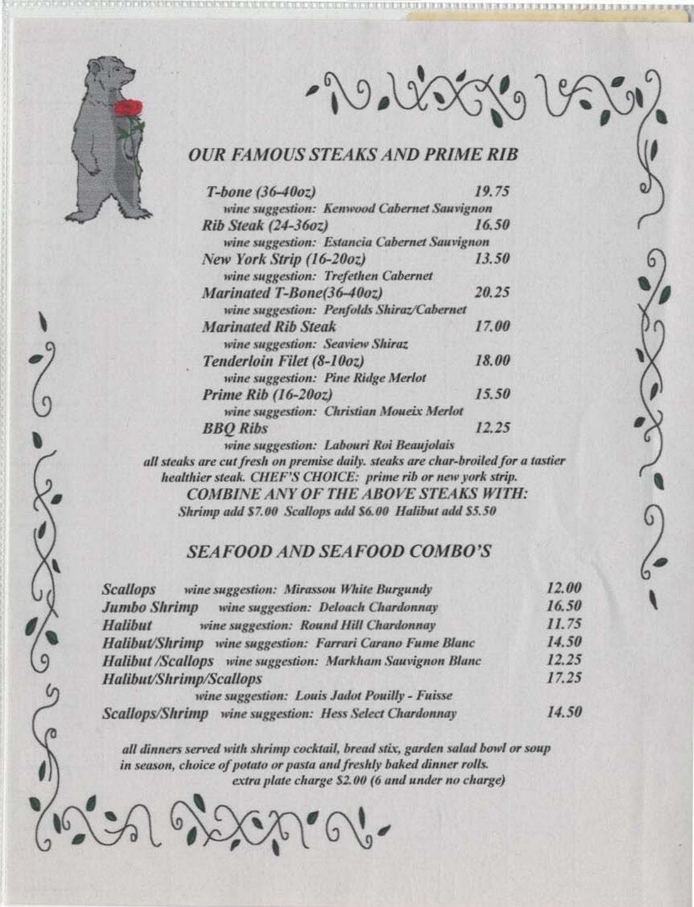## *OUR FAMOUS STEAKS AND PRIME RIB*

| | |
|---|---|
| ***T-bone (36-40oz)*** | ***19.75*** |
| *wine suggestion: Kenwood Cabernet Sauvignon* | |
| ***Rib Steak (24-36oz)*** | ***16.50*** |
| *wine suggestion: Estancia Cabernet Sauvignon* | |
| ***New York Strip (16-20oz)*** | ***13.50*** |
| *wine suggestion: Trefethen Cabernet* | |
| ***Marinated T-Bone(36-40oz)*** | ***20.25*** |
| *wine suggestion: Penfolds Shiraz/Cabernet* | |
| ***Marinated Rib Steak*** | ***17.00*** |
| *wine suggestion: Seaview Shiraz* | |
| ***Tenderloin Filet (8-10oz)*** | ***18.00*** |
| *wine suggestion: Pine Ridge Merlot* | |
| ***Prime Rib (16-20oz)*** | ***15.50*** |
| *wine suggestion: Christian Moueix Merlot* | |
| ***BBQ Ribs*** | ***12.25*** |
| *wine suggestion: Labouri Roi Beaujolais* | |

*all steaks are cut fresh on premise daily. steaks are char-broiled for a tastier healthier steak. CHEF'S CHOICE: prime rib or new york strip.*

***COMBINE ANY OF THE ABOVE STEAKS WITH:***

*Shrimp add $7.00 Scallops add $6.00 Halibut add $5.50*

## *SEAFOOD AND SEAFOOD COMBO'S*

| | | |
|---|---|---|
| ***Scallops*** | *wine suggestion: Mirassou White Burgundy* | ***12.00*** |
| ***Jumbo Shrimp*** | *wine suggestion: Deloach Chardonnay* | ***16.50*** |
| ***Halibut*** | *wine suggestion: Round Hill Chardonnay* | ***11.75*** |
| ***Halibut/Shrimp*** | *wine suggestion: Farrari Carano Fume Blanc* | ***14.50*** |
| ***Halibut /Scallops*** | *wine suggestion: Markham Sauvignon Blanc* | ***12.25*** |
| ***Halibut/Shrimp/Scallops*** | *wine suggestion: Louis Jadot Pouilly - Fuisse* | ***17.25*** |
| ***Scallops/Shrimp*** | *wine suggestion: Hess Select Chardonnay* | ***14.50*** |

*all dinners served with shrimp cocktail, bread stix, garden salad bowl or soup in season, choice of potato or pasta and freshly baked dinner rolls.*

*extra plate charge $2.00 (6 and under no charge)*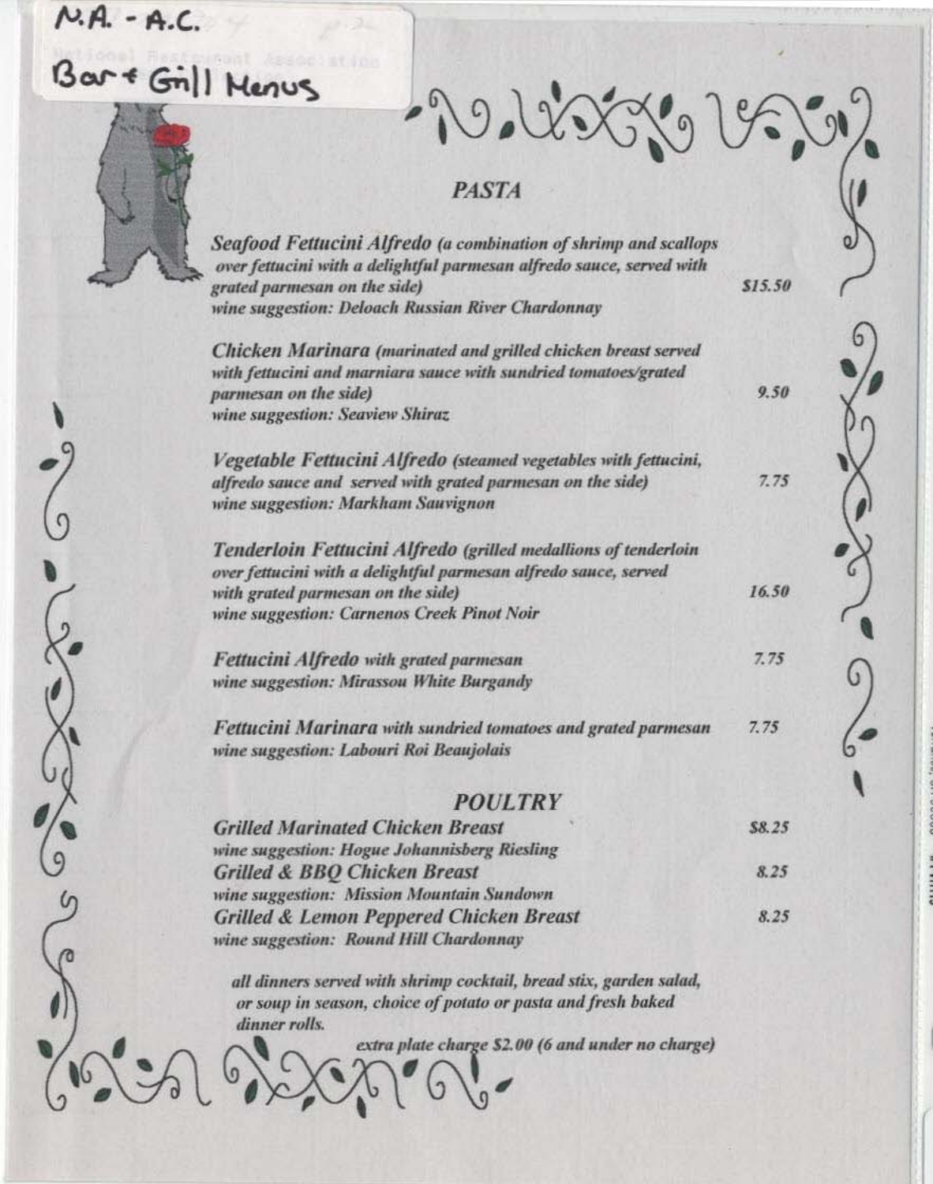N.A. - A.C.
Bar & Grill Menus

## PASTA

***Seafood Fettucini Alfredo** (a combination of shrimp and scallops over fettucini with a delightful parmesan alfredo sauce, served with grated parmesan on the side)* — $15.50
*wine suggestion: Deloach Russian River Chardonnay*

***Chicken Marinara** (marinated and grilled chicken breast served with fettucini and marniara sauce with sundried tomatoes/grated parmesan on the side)* — 9.50
*wine suggestion: Seaview Shiraz*

***Vegetable Fettucini Alfredo** (steamed vegetables with fettucini, alfredo sauce and served with grated parmesan on the side)* — 7.75
*wine suggestion: Markham Sauvignon*

***Tenderloin Fettucini Alfredo** (grilled medallions of tenderloin over fettucini with a delightful parmesan alfredo sauce, served with grated parmesan on the side)* — 16.50
*wine suggestion: Carnenos Creek Pinot Noir*

***Fettucini Alfredo** with grated parmesan* — 7.75
*wine suggestion: Mirassou White Burgandy*

***Fettucini Marinara** with sundried tomatoes and grated parmesan* — 7.75
*wine suggestion: Labouri Roi Beaujolais*

## POULTRY

***Grilled Marinated Chicken Breast*** — $8.25
*wine suggestion: Hogue Johannisberg Riesling*

***Grilled & BBQ Chicken Breast*** — 8.25
*wine suggestion: Mission Mountain Sundown*

***Grilled & Lemon Peppered Chicken Breast*** — 8.25
*wine suggestion: Round Hill Chardonnay*

*all dinners served with shrimp cocktail, bread stix, garden salad, or soup in season, choice of potato or pasta and fresh baked dinner rolls.*

*extra plate charge $2.00 (6 and under no charge)*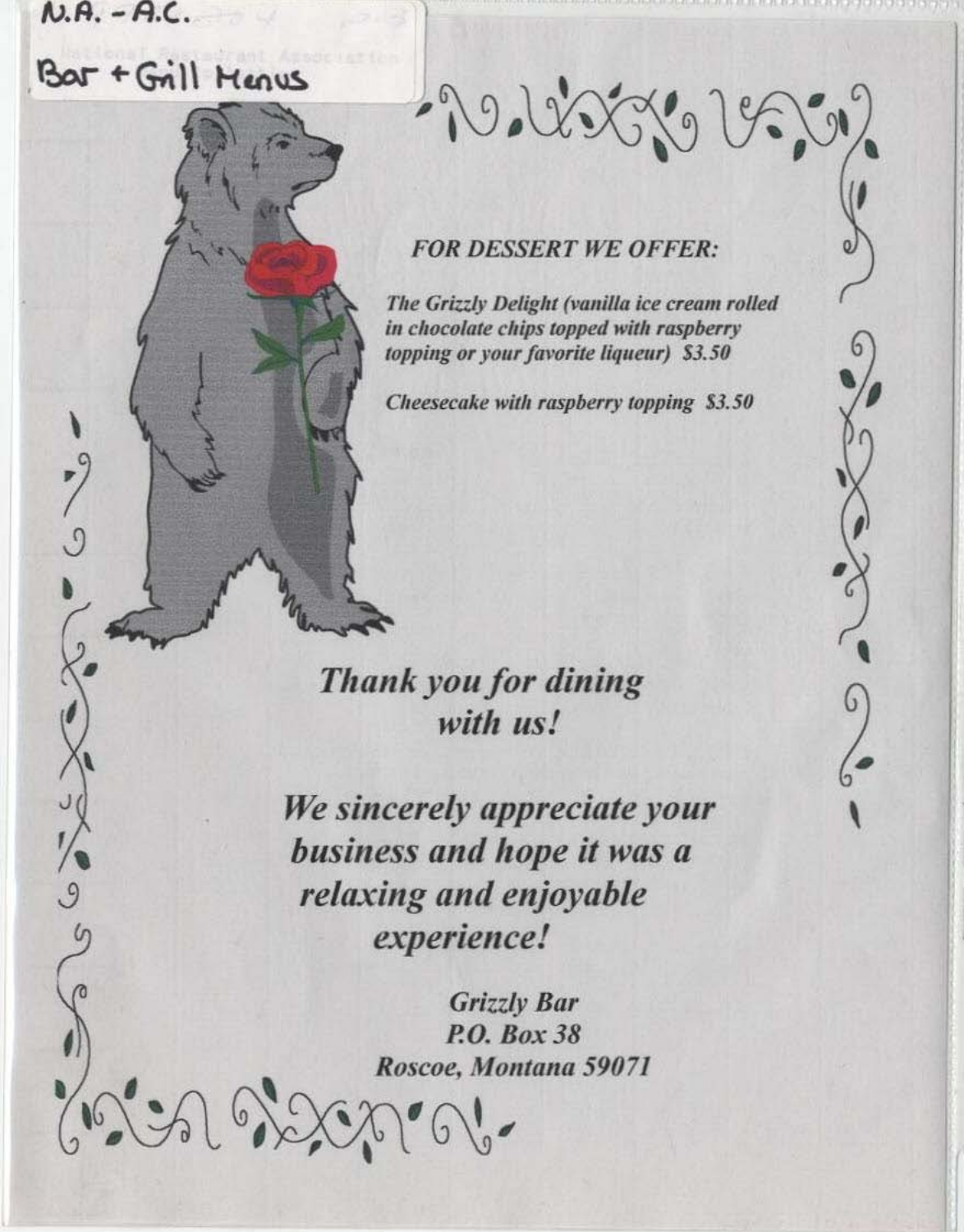N.A. - A.C.

Bar + Grill Menus

***FOR DESSERT WE OFFER:***

*The Grizzly Delight (vanilla ice cream rolled in chocolate chips topped with raspberry topping or your favorite liqueur) $3.50*

*Cheesecake with raspberry topping $3.50*

***Thank you for dining with us!***

***We sincerely appreciate your business and hope it was a relaxing and enjoyable experience!***

***Grizzly Bar***
***P.O. Box 38***
***Roscoe, Montana 59071***